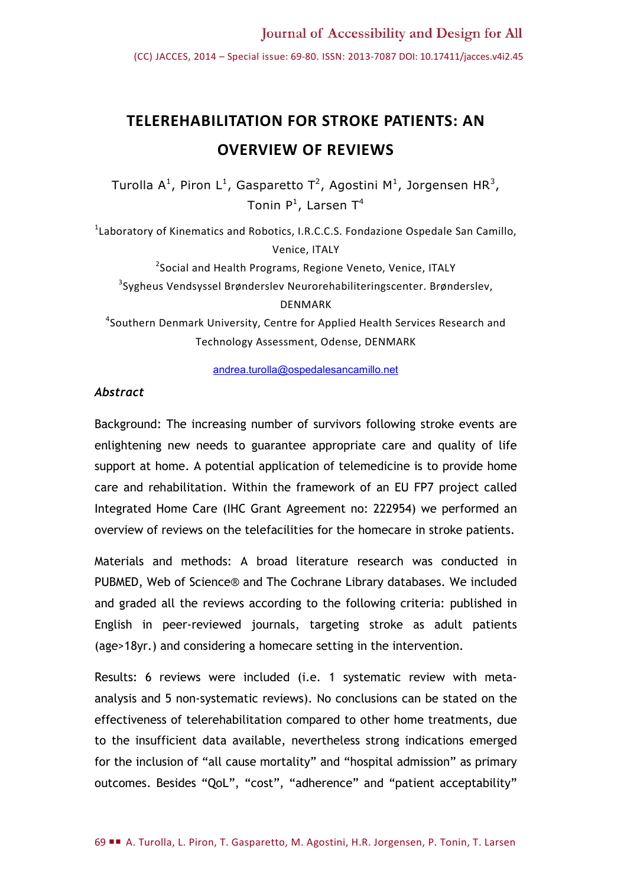# TELEREHABILITATION FOR STROKE PATIENTS: AN OVERVIEW OF REVIEWS

Turolla A[1], Piron L[1], Gasparetto T[2], Agostini M[1], Jorgensen HR[3], Tonin P[1], Larsen T[4]

[1]Laboratory of Kinematics and Robotics, I.R.C.C.S. Fondazione Ospedale San Camillo, Venice, ITALY

[2]Social and Health Programs, Regione Veneto, Venice, ITALY

[3]Sygheus Vendsyssel Brønderslev Neurorehabiliteringscenter. Brønderslev, DENMARK

[4]Southern Denmark University, Centre for Applied Health Services Research and Technology Assessment, Odense, DENMARK

andrea.turolla@ospedalesancamillo.net

### *Abstract*

Background: The increasing number of survivors following stroke events are enlightening new needs to guarantee appropriate care and quality of life support at home. A potential application of telemedicine is to provide home care and rehabilitation. Within the framework of an EU FP7 project called Integrated Home Care (IHC Grant Agreement no: 222954) we performed an overview of reviews on the telefacilities for the homecare in stroke patients.

Materials and methods: A broad literature research was conducted in PUBMED, Web of Science® and The Cochrane Library databases. We included and graded all the reviews according to the following criteria: published in English in peer-reviewed journals, targeting stroke as adult patients (age>18yr.) and considering a homecare setting in the intervention.

Results: 6 reviews were included (i.e. 1 systematic review with meta-analysis and 5 non-systematic reviews). No conclusions can be stated on the effectiveness of telerehabilitation compared to other home treatments, due to the insufficient data available, nevertheless strong indications emerged for the inclusion of "all cause mortality" and "hospital admission" as primary outcomes. Besides "QoL", "cost", "adherence" and "patient acceptability"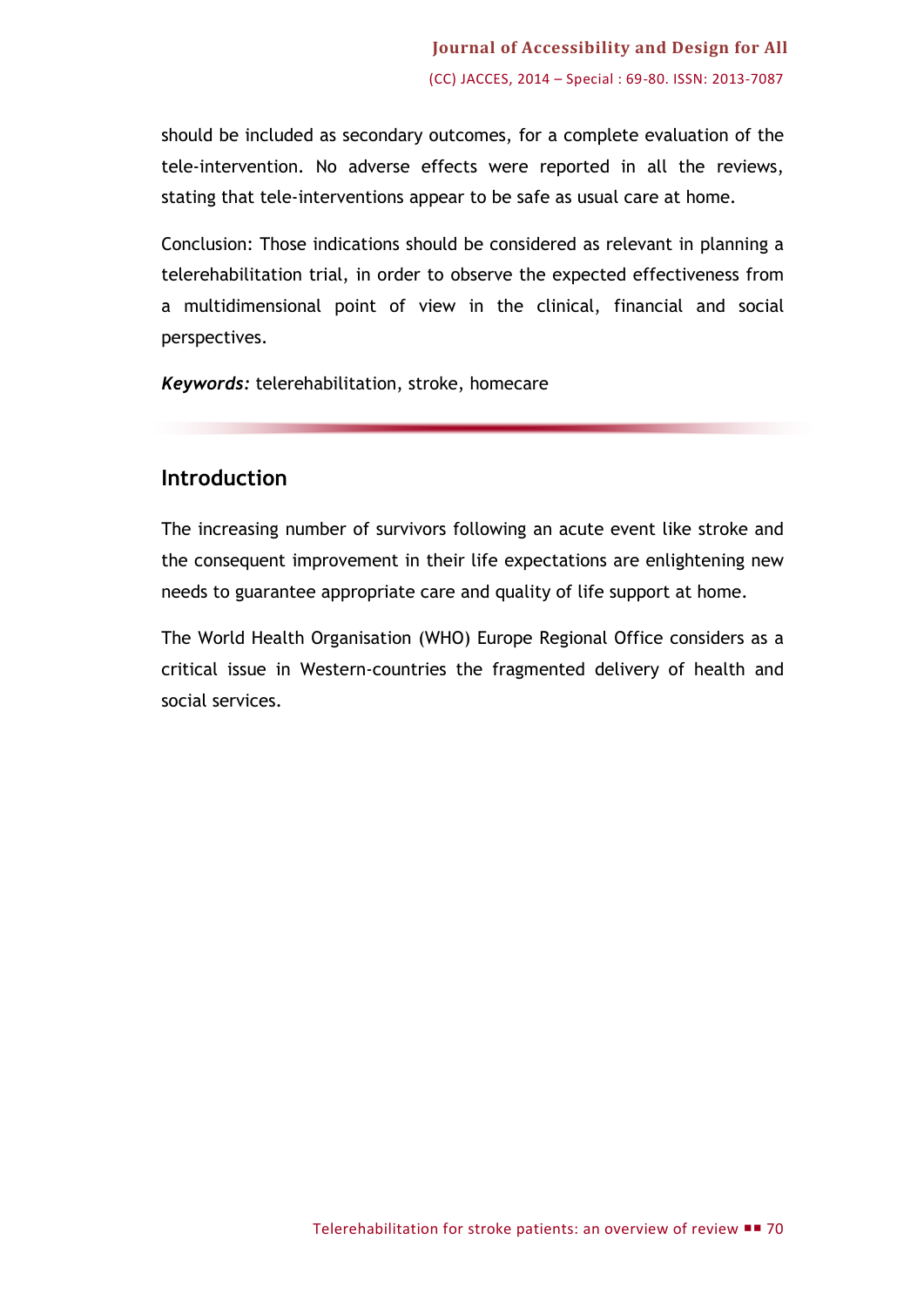should be included as secondary outcomes, for a complete evaluation of the tele-intervention. No adverse effects were reported in all the reviews, stating that tele-interventions appear to be safe as usual care at home.

Conclusion: Those indications should be considered as relevant in planning a telerehabilitation trial, in order to observe the expected effectiveness from a multidimensional point of view in the clinical, financial and social perspectives.

***Keywords:*** telerehabilitation, stroke, homecare

## Introduction

The increasing number of survivors following an acute event like stroke and the consequent improvement in their life expectations are enlightening new needs to guarantee appropriate care and quality of life support at home.

The World Health Organisation (WHO) Europe Regional Office considers as a critical issue in Western-countries the fragmented delivery of health and social services.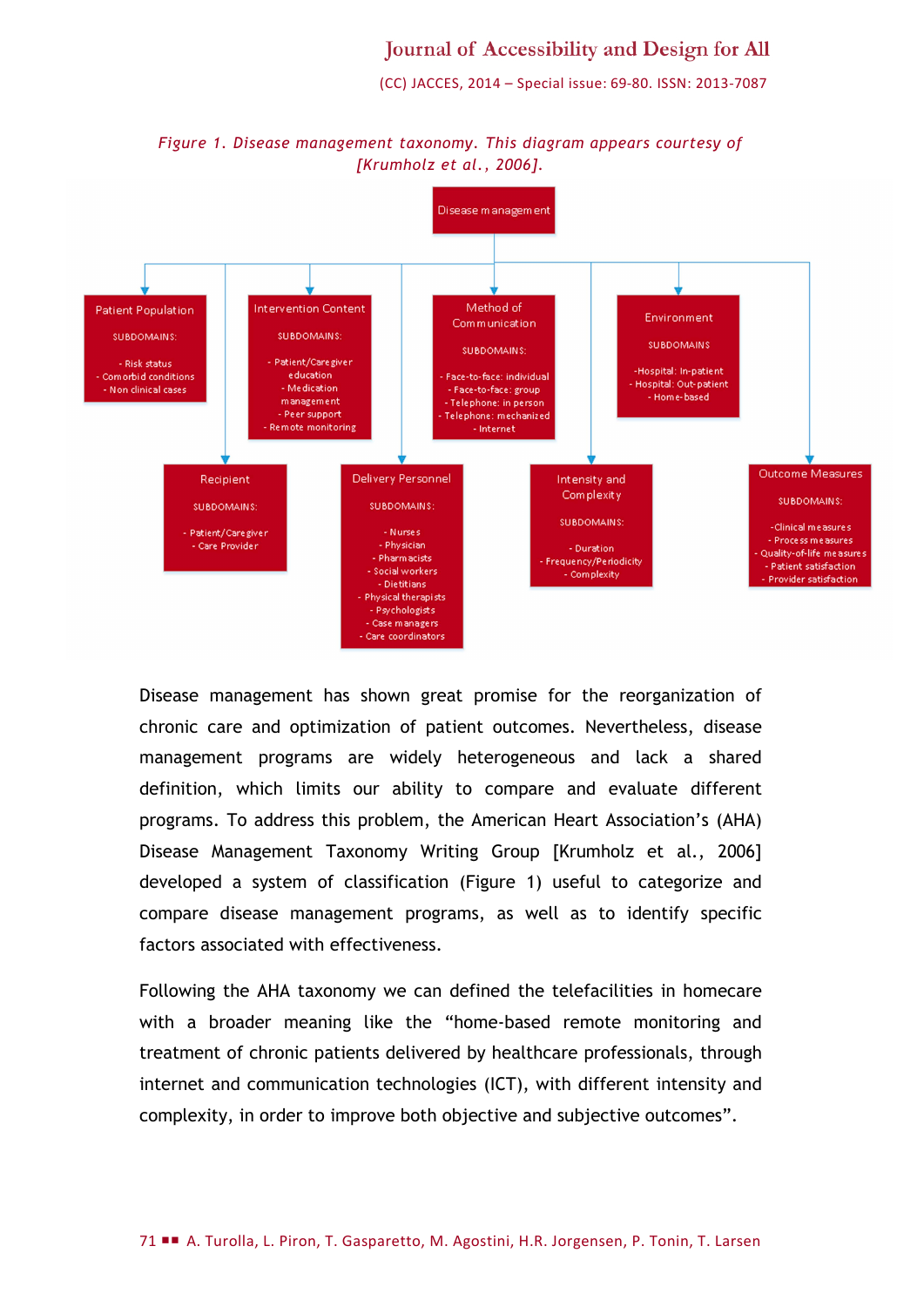*Figure 1. Disease management taxonomy. This diagram appears courtesy of [Krumholz et al., 2006].*

Disease management

Patient Population
SUBDOMAINS:
- Risk status
- Comorbid conditions
- Non clinical cases

Intervention Content
SUBDOMAINS:
- Patient/Caregiver education
- Medication management
- Peer support
- Remote monitoring

Method of Communication
SUBDOMAINS:
- Face-to-face: individual
- Face-to-face: group
- Telephone: in person
- Telephone: mechanized
- Internet

Environment
SUBDOMAINS
-Hospital: In-patient
- Hospital: Out-patient
- Home-based

Recipient
SUBDOMAINS:
- Patient/Caregiver
- Care Provider

Delivery Personnel
SUBDOMAINS:
- Nurses
- Physician
- Pharmacists
- Social workers
- Dietitians
- Physical therapists
- Psychologists
- Case managers
- Care coordinators

Intensity and Complexity
SUBDOMAINS:
- Duration
- Frequency/Periodicity
- Complexity

Outcome Measures
SUBDOMAINS:
-Clinical measures
- Process measures
- Quality-of-life measures
- Patient satisfaction
- Provider satisfaction

Disease management has shown great promise for the reorganization of chronic care and optimization of patient outcomes. Nevertheless, disease management programs are widely heterogeneous and lack a shared definition, which limits our ability to compare and evaluate different programs. To address this problem, the American Heart Association's (AHA) Disease Management Taxonomy Writing Group [Krumholz et al., 2006] developed a system of classification (Figure 1) useful to categorize and compare disease management programs, as well as to identify specific factors associated with effectiveness.

Following the AHA taxonomy we can defined the telefacilities in homecare with a broader meaning like the "home-based remote monitoring and treatment of chronic patients delivered by healthcare professionals, through internet and communication technologies (ICT), with different intensity and complexity, in order to improve both objective and subjective outcomes".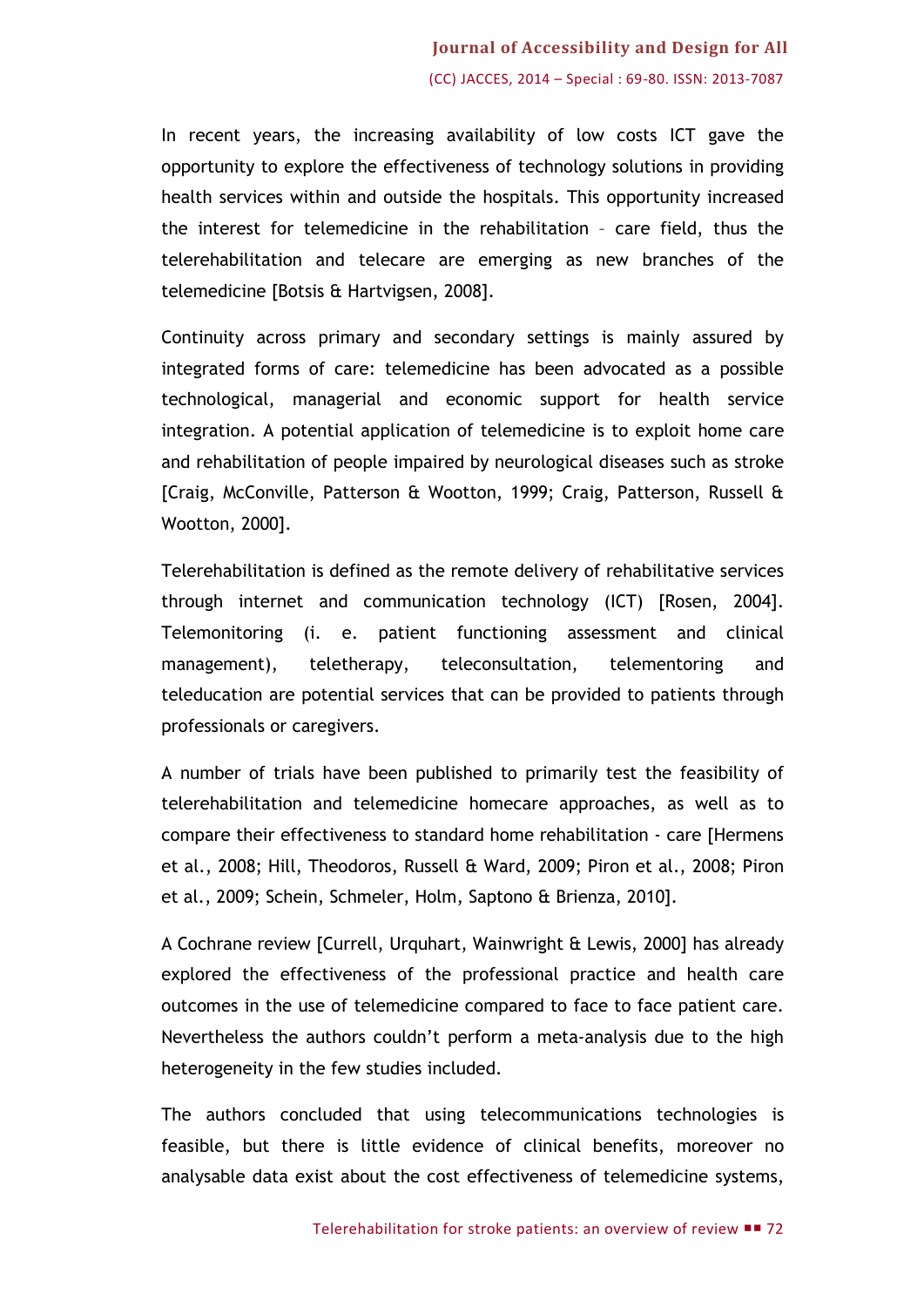In recent years, the increasing availability of low costs ICT gave the opportunity to explore the effectiveness of technology solutions in providing health services within and outside the hospitals. This opportunity increased the interest for telemedicine in the rehabilitation – care field, thus the telerehabilitation and telecare are emerging as new branches of the telemedicine [Botsis & Hartvigsen, 2008].

Continuity across primary and secondary settings is mainly assured by integrated forms of care: telemedicine has been advocated as a possible technological, managerial and economic support for health service integration. A potential application of telemedicine is to exploit home care and rehabilitation of people impaired by neurological diseases such as stroke [Craig, McConville, Patterson & Wootton, 1999; Craig, Patterson, Russell & Wootton, 2000].

Telerehabilitation is defined as the remote delivery of rehabilitative services through internet and communication technology (ICT) [Rosen, 2004]. Telemonitoring (i. e. patient functioning assessment and clinical management), teletherapy, teleconsultation, telementoring and teleducation are potential services that can be provided to patients through professionals or caregivers.

A number of trials have been published to primarily test the feasibility of telerehabilitation and telemedicine homecare approaches, as well as to compare their effectiveness to standard home rehabilitation - care [Hermens et al., 2008; Hill, Theodoros, Russell & Ward, 2009; Piron et al., 2008; Piron et al., 2009; Schein, Schmeler, Holm, Saptono & Brienza, 2010].

A Cochrane review [Currell, Urquhart, Wainwright & Lewis, 2000] has already explored the effectiveness of the professional practice and health care outcomes in the use of telemedicine compared to face to face patient care. Nevertheless the authors couldn't perform a meta-analysis due to the high heterogeneity in the few studies included.

The authors concluded that using telecommunications technologies is feasible, but there is little evidence of clinical benefits, moreover no analysable data exist about the cost effectiveness of telemedicine systems,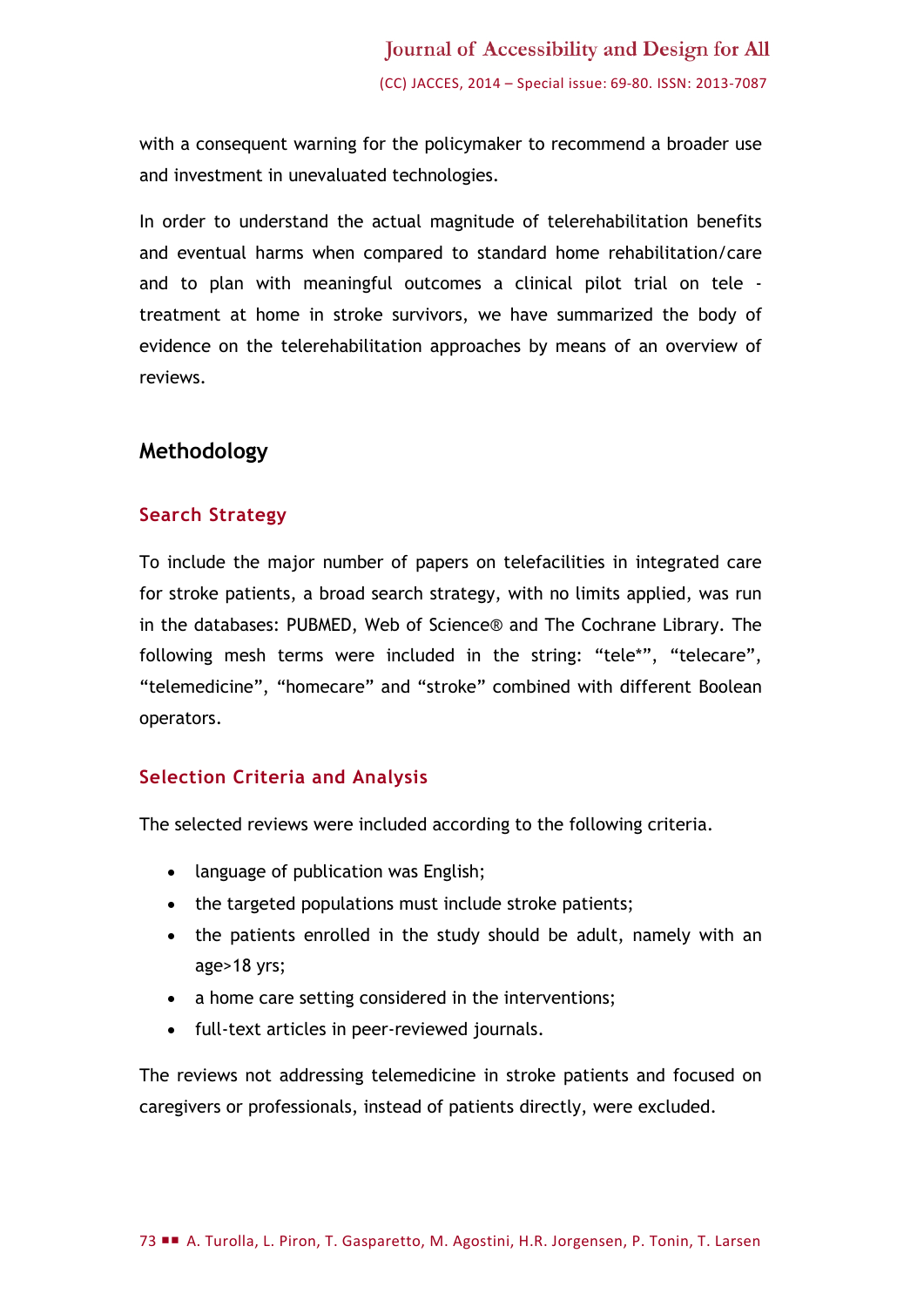with a consequent warning for the policymaker to recommend a broader use and investment in unevaluated technologies.

In order to understand the actual magnitude of telerehabilitation benefits and eventual harms when compared to standard home rehabilitation/care and to plan with meaningful outcomes a clinical pilot trial on tele - treatment at home in stroke survivors, we have summarized the body of evidence on the telerehabilitation approaches by means of an overview of reviews.

## Methodology

### Search Strategy

To include the major number of papers on telefacilities in integrated care for stroke patients, a broad search strategy, with no limits applied, was run in the databases: PUBMED, Web of Science® and The Cochrane Library. The following mesh terms were included in the string: "tele*", "telecare", "telemedicine", "homecare" and "stroke" combined with different Boolean operators.

### Selection Criteria and Analysis

The selected reviews were included according to the following criteria.

- language of publication was English;
- the targeted populations must include stroke patients;
- the patients enrolled in the study should be adult, namely with an age>18 yrs;
- a home care setting considered in the interventions;
- full-text articles in peer-reviewed journals.

The reviews not addressing telemedicine in stroke patients and focused on caregivers or professionals, instead of patients directly, were excluded.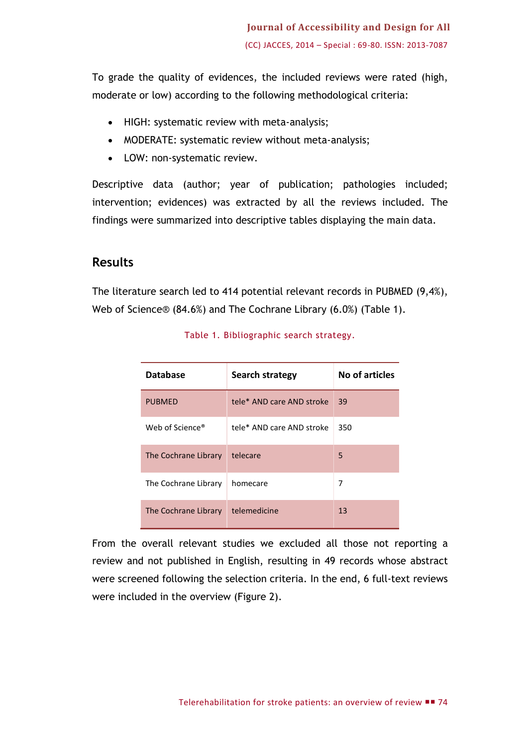To grade the quality of evidences, the included reviews were rated (high, moderate or low) according to the following methodological criteria:

- HIGH: systematic review with meta-analysis;
- MODERATE: systematic review without meta-analysis;
- LOW: non-systematic review.

Descriptive data (author; year of publication; pathologies included; intervention; evidences) was extracted by all the reviews included. The findings were summarized into descriptive tables displaying the main data.

## Results

The literature search led to 414 potential relevant records in PUBMED (9,4%), Web of Science® (84.6%) and The Cochrane Library (6.0%) (Table 1).

Table 1. Bibliographic search strategy.

| Database | Search strategy | No of articles |
| --- | --- | --- |
| PUBMED | tele* AND care AND stroke | 39 |
| Web of Science® | tele* AND care AND stroke | 350 |
| The Cochrane Library | telecare | 5 |
| The Cochrane Library | homecare | 7 |
| The Cochrane Library | telemedicine | 13 |

From the overall relevant studies we excluded all those not reporting a review and not published in English, resulting in 49 records whose abstract were screened following the selection criteria. In the end, 6 full-text reviews were included in the overview (Figure 2).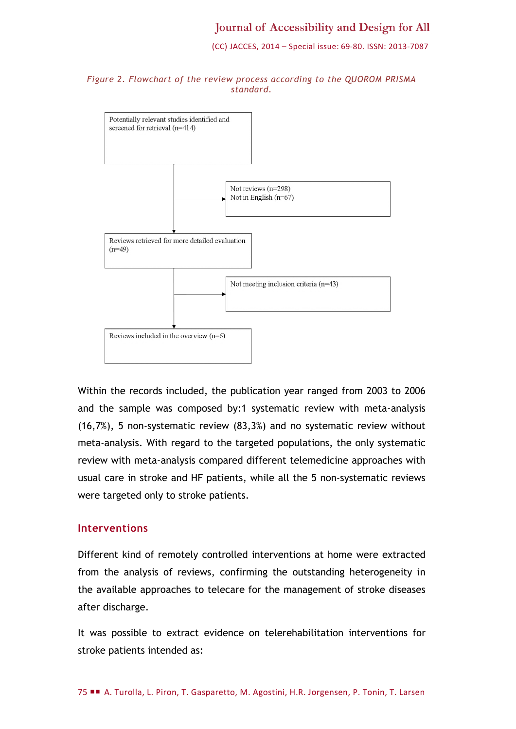*Figure 2. Flowchart of the review process according to the QUOROM PRISMA standard.*

Potentially relevant studies identified and screened for retrieval (n=414)

Not reviews (n=298)
Not in English (n=67)

Reviews retrieved for more detailed evaluation (n=49)

Not meeting inclusion criteria (n=43)

Reviews included in the overview (n=6)

Within the records included, the publication year ranged from 2003 to 2006 and the sample was composed by:1 systematic review with meta-analysis (16,7%), 5 non-systematic review (83,3%) and no systematic review without meta-analysis. With regard to the targeted populations, the only systematic review with meta-analysis compared different telemedicine approaches with usual care in stroke and HF patients, while all the 5 non-systematic reviews were targeted only to stroke patients.

## Interventions

Different kind of remotely controlled interventions at home were extracted from the analysis of reviews, confirming the outstanding heterogeneity in the available approaches to telecare for the management of stroke diseases after discharge.

It was possible to extract evidence on telerehabilitation interventions for stroke patients intended as: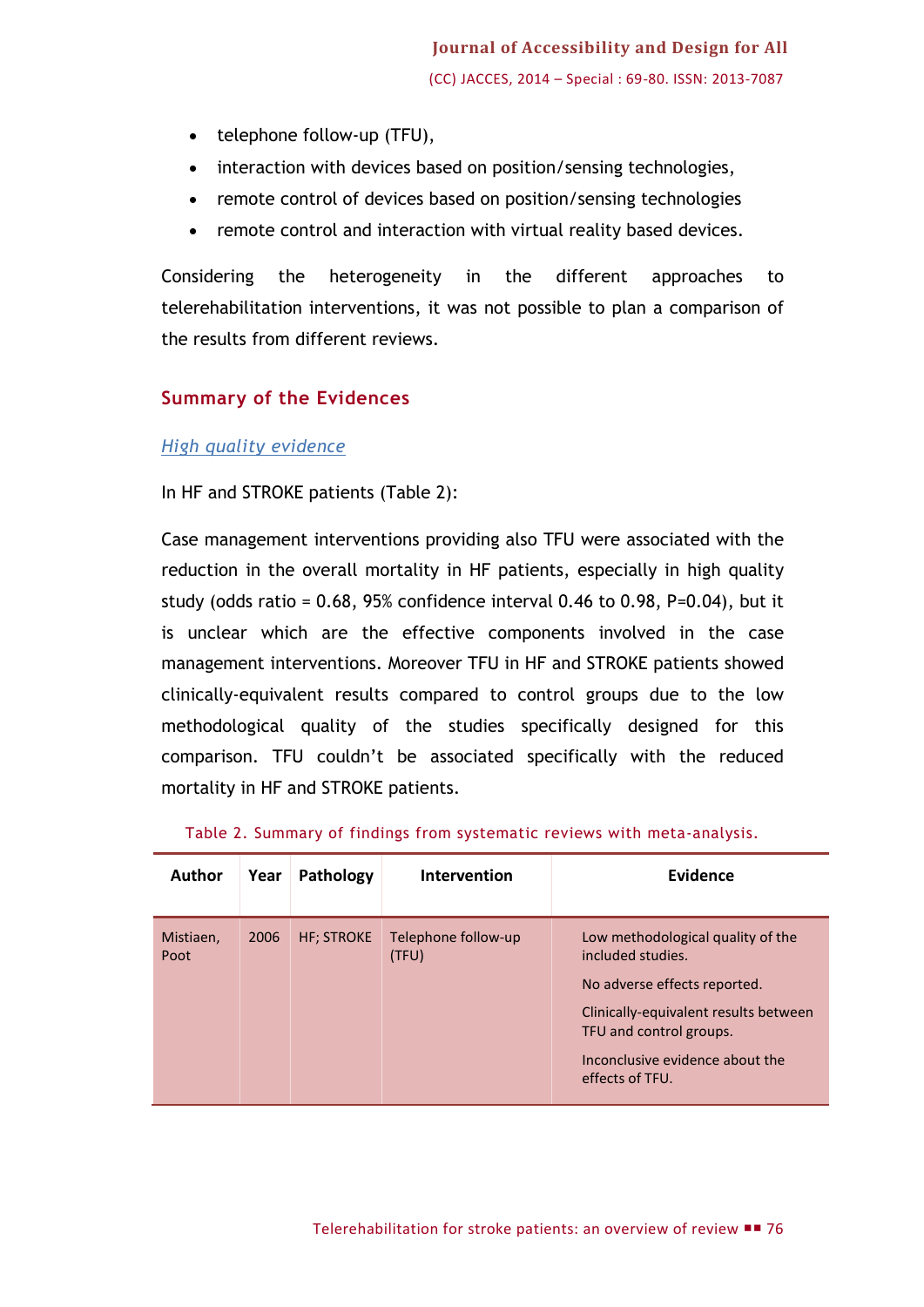- telephone follow-up (TFU),
- interaction with devices based on position/sensing technologies,
- remote control of devices based on position/sensing technologies
- remote control and interaction with virtual reality based devices.

Considering the heterogeneity in the different approaches to telerehabilitation interventions, it was not possible to plan a comparison of the results from different reviews.

## Summary of the Evidences

### *High quality evidence*

In HF and STROKE patients (Table 2):

Case management interventions providing also TFU were associated with the reduction in the overall mortality in HF patients, especially in high quality study (odds ratio = 0.68, 95% confidence interval 0.46 to 0.98, P=0.04), but it is unclear which are the effective components involved in the case management interventions. Moreover TFU in HF and STROKE patients showed clinically-equivalent results compared to control groups due to the low methodological quality of the studies specifically designed for this comparison. TFU couldn't be associated specifically with the reduced mortality in HF and STROKE patients.

Table 2. Summary of findings from systematic reviews with meta-analysis.

| Author | Year | Pathology | Intervention | Evidence |
|---|---|---|---|---|
| Mistiaen, Poot | 2006 | HF; STROKE | Telephone follow-up (TFU) | Low methodological quality of the included studies.<br>No adverse effects reported.<br>Clinically-equivalent results between TFU and control groups.<br>Inconclusive evidence about the effects of TFU. |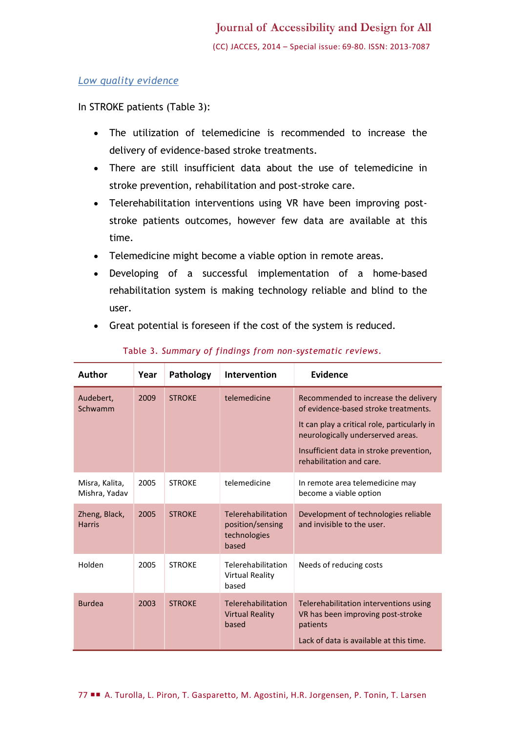### *Low quality evidence*

In STROKE patients (Table 3):

- The utilization of telemedicine is recommended to increase the delivery of evidence-based stroke treatments.
- There are still insufficient data about the use of telemedicine in stroke prevention, rehabilitation and post-stroke care.
- Telerehabilitation interventions using VR have been improving post-stroke patients outcomes, however few data are available at this time.
- Telemedicine might become a viable option in remote areas.
- Developing of a successful implementation of a home-based rehabilitation system is making technology reliable and blind to the user.
- Great potential is foreseen if the cost of the system is reduced.

Table 3. *Summary of findings from non-systematic reviews.*

| Author | Year | Pathology | Intervention | Evidence |
|---|---|---|---|---|
| Audebert, Schwamm | 2009 | STROKE | telemedicine | Recommended to increase the delivery of evidence-based stroke treatments. It can play a critical role, particularly in neurologically underserved areas. Insufficient data in stroke prevention, rehabilitation and care. |
| Misra, Kalita, Mishra, Yadav | 2005 | STROKE | telemedicine | In remote area telemedicine may become a viable option |
| Zheng, Black, Harris | 2005 | STROKE | Telerehabilitation position/sensing technologies based | Development of technologies reliable and invisible to the user. |
| Holden | 2005 | STROKE | Telerehabilitation Virtual Reality based | Needs of reducing costs |
| Burdea | 2003 | STROKE | Telerehabilitation Virtual Reality based | Telerehabilitation interventions using VR has been improving post-stroke patients. Lack of data is available at this time. |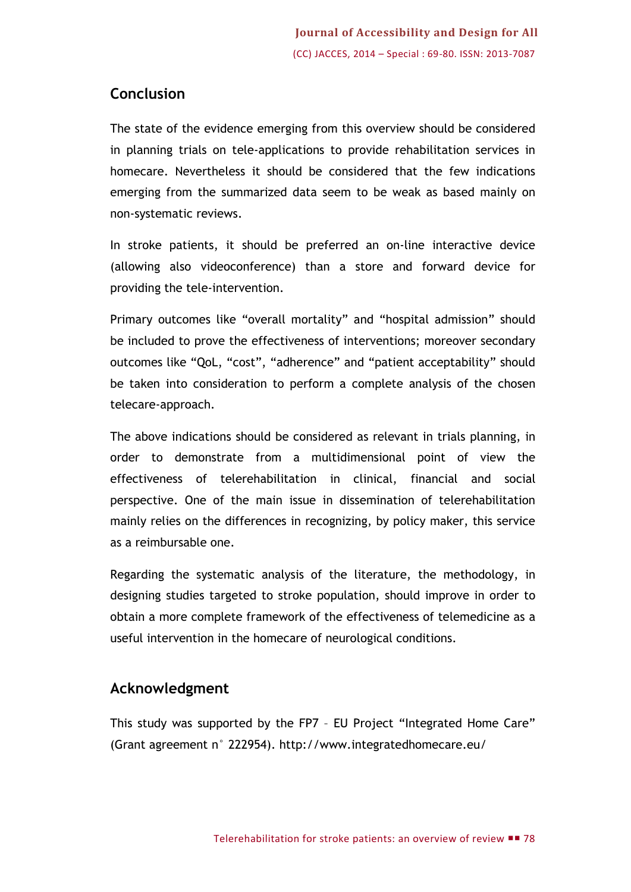## Conclusion

The state of the evidence emerging from this overview should be considered in planning trials on tele-applications to provide rehabilitation services in homecare. Nevertheless it should be considered that the few indications emerging from the summarized data seem to be weak as based mainly on non-systematic reviews.

In stroke patients, it should be preferred an on-line interactive device (allowing also videoconference) than a store and forward device for providing the tele-intervention.

Primary outcomes like “overall mortality” and “hospital admission” should be included to prove the effectiveness of interventions; moreover secondary outcomes like “QoL, “cost”, “adherence” and “patient acceptability” should be taken into consideration to perform a complete analysis of the chosen telecare-approach.

The above indications should be considered as relevant in trials planning, in order to demonstrate from a multidimensional point of view the effectiveness of telerehabilitation in clinical, financial and social perspective. One of the main issue in dissemination of telerehabilitation mainly relies on the differences in recognizing, by policy maker, this service as a reimbursable one.

Regarding the systematic analysis of the literature, the methodology, in designing studies targeted to stroke population, should improve in order to obtain a more complete framework of the effectiveness of telemedicine as a useful intervention in the homecare of neurological conditions.

## Acknowledgment

This study was supported by the FP7 – EU Project “Integrated Home Care” (Grant agreement n° 222954). http://www.integratedhomecare.eu/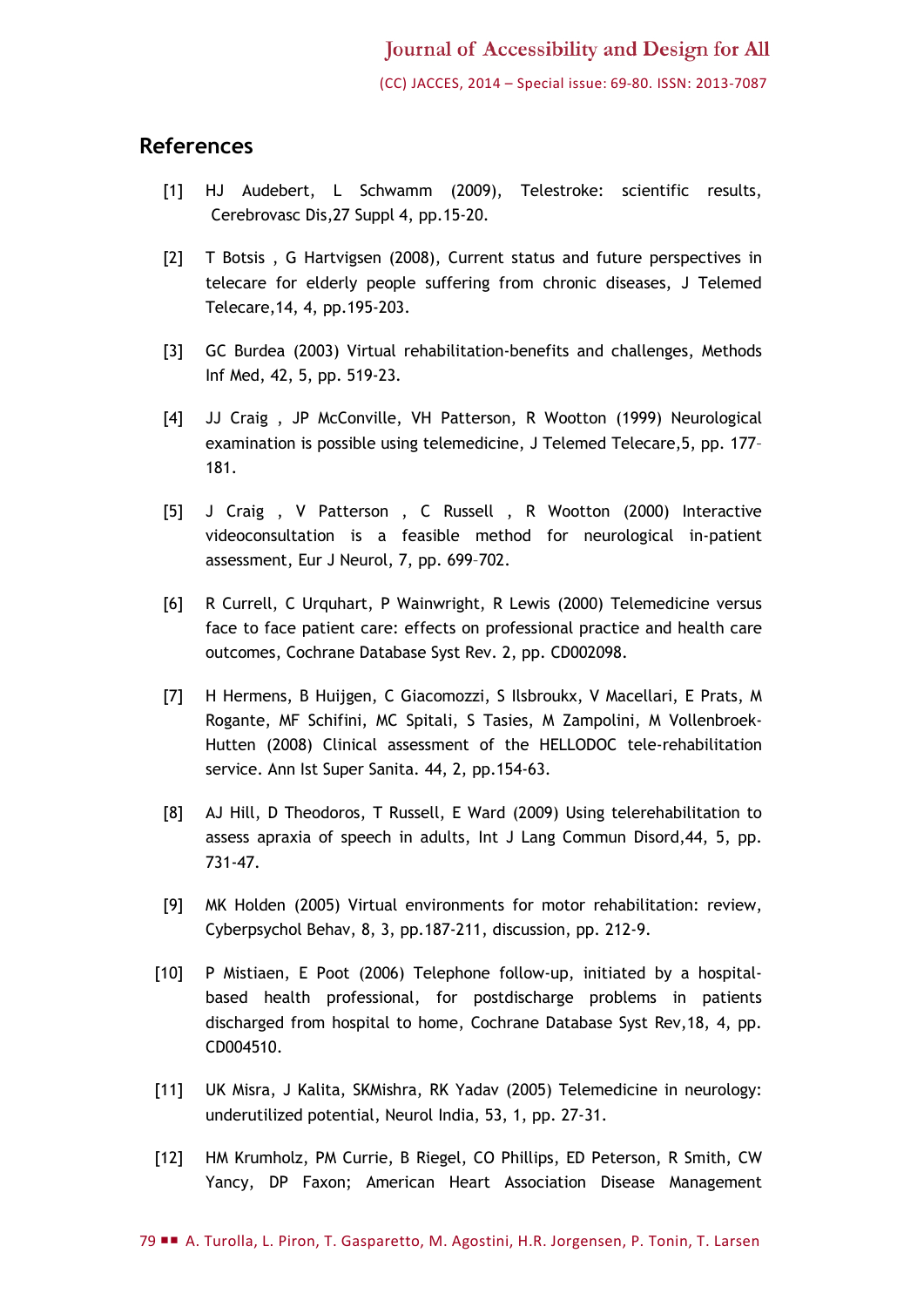## References

[1] HJ Audebert, L Schwamm (2009), Telestroke: scientific results, Cerebrovasc Dis,27 Suppl 4, pp.15-20.

[2] T Botsis , G Hartvigsen (2008), Current status and future perspectives in telecare for elderly people suffering from chronic diseases, J Telemed Telecare,14, 4, pp.195-203.

[3] GC Burdea (2003) Virtual rehabilitation-benefits and challenges, Methods Inf Med, 42, 5, pp. 519-23.

[4] JJ Craig , JP McConville, VH Patterson, R Wootton (1999) Neurological examination is possible using telemedicine, J Telemed Telecare,5, pp. 177–181.

[5] J Craig , V Patterson , C Russell , R Wootton (2000) Interactive videoconsultation is a feasible method for neurological in-patient assessment, Eur J Neurol, 7, pp. 699–702.

[6] R Currell, C Urquhart, P Wainwright, R Lewis (2000) Telemedicine versus face to face patient care: effects on professional practice and health care outcomes, Cochrane Database Syst Rev. 2, pp. CD002098.

[7] H Hermens, B Huijgen, C Giacomozzi, S Ilsbroukx, V Macellari, E Prats, M Rogante, MF Schifini, MC Spitali, S Tasies, M Zampolini, M Vollenbroek-Hutten (2008) Clinical assessment of the HELLODOC tele-rehabilitation service. Ann Ist Super Sanita. 44, 2, pp.154-63.

[8] AJ Hill, D Theodoros, T Russell, E Ward (2009) Using telerehabilitation to assess apraxia of speech in adults, Int J Lang Commun Disord,44, 5, pp. 731-47.

[9] MK Holden (2005) Virtual environments for motor rehabilitation: review, Cyberpsychol Behav, 8, 3, pp.187-211, discussion, pp. 212-9.

[10] P Mistiaen, E Poot (2006) Telephone follow-up, initiated by a hospital-based health professional, for postdischarge problems in patients discharged from hospital to home, Cochrane Database Syst Rev,18, 4, pp. CD004510.

[11] UK Misra, J Kalita, SKMishra, RK Yadav (2005) Telemedicine in neurology: underutilized potential, Neurol India, 53, 1, pp. 27-31.

[12] HM Krumholz, PM Currie, B Riegel, CO Phillips, ED Peterson, R Smith, CW Yancy, DP Faxon; American Heart Association Disease Management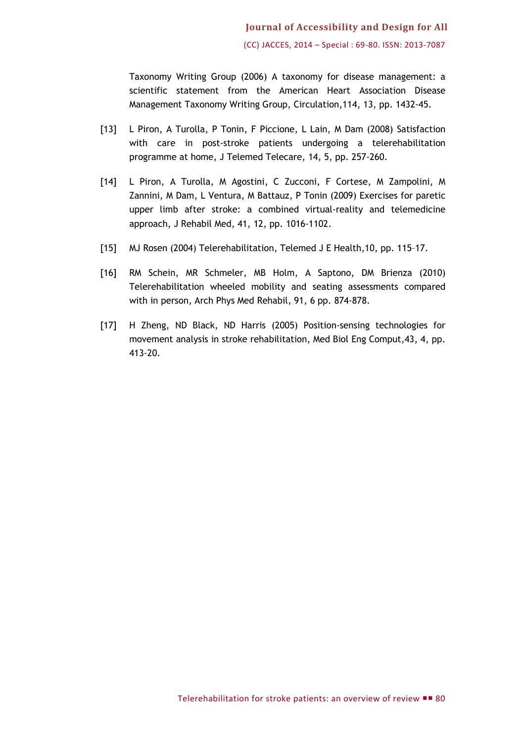Taxonomy Writing Group (2006) A taxonomy for disease management: a scientific statement from the American Heart Association Disease Management Taxonomy Writing Group, Circulation,114, 13, pp. 1432-45.

[13] L Piron, A Turolla, P Tonin, F Piccione, L Lain, M Dam (2008) Satisfaction with care in post-stroke patients undergoing a telerehabilitation programme at home, J Telemed Telecare, 14, 5, pp. 257-260.

[14] L Piron, A Turolla, M Agostini, C Zucconi, F Cortese, M Zampolini, M Zannini, M Dam, L Ventura, M Battauz, P Tonin (2009) Exercises for paretic upper limb after stroke: a combined virtual-reality and telemedicine approach, J Rehabil Med, 41, 12, pp. 1016-1102.

[15] MJ Rosen (2004) Telerehabilitation, Telemed J E Health,10, pp. 115–17.

[16] RM Schein, MR Schmeler, MB Holm, A Saptono, DM Brienza (2010) Telerehabilitation wheeled mobility and seating assessments compared with in person, Arch Phys Med Rehabil, 91, 6 pp. 874-878.

[17] H Zheng, ND Black, ND Harris (2005) Position-sensing technologies for movement analysis in stroke rehabilitation, Med Biol Eng Comput,43, 4, pp. 413-20.